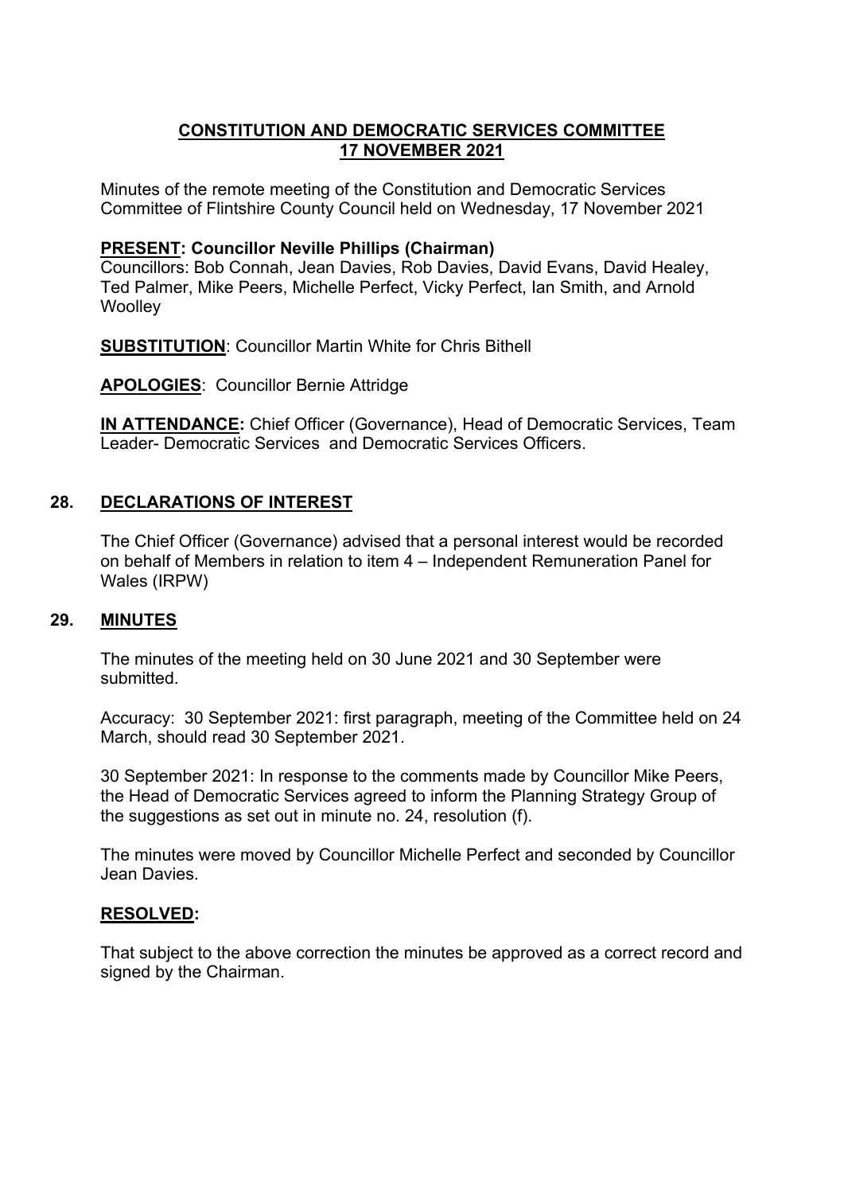# CONSTITUTION AND DEMOCRATIC SERVICES COMMITTEE
# 17 NOVEMBER 2021

Minutes of the remote meeting of the Constitution and Democratic Services Committee of Flintshire County Council held on Wednesday, 17 November 2021

**PRESENT: Councillor Neville Phillips (Chairman)**
Councillors: Bob Connah, Jean Davies, Rob Davies, David Evans, David Healey, Ted Palmer, Mike Peers, Michelle Perfect, Vicky Perfect, Ian Smith, and Arnold Woolley

**SUBSTITUTION**: Councillor Martin White for Chris Bithell

**APOLOGIES**: Councillor Bernie Attridge

**IN ATTENDANCE:** Chief Officer (Governance), Head of Democratic Services, Team Leader- Democratic Services and Democratic Services Officers.

## 28. DECLARATIONS OF INTEREST

The Chief Officer (Governance) advised that a personal interest would be recorded on behalf of Members in relation to item 4 – Independent Remuneration Panel for Wales (IRPW)

## 29. MINUTES

The minutes of the meeting held on 30 June 2021 and 30 September were submitted.

Accuracy: 30 September 2021: first paragraph, meeting of the Committee held on 24 March, should read 30 September 2021.

30 September 2021: In response to the comments made by Councillor Mike Peers, the Head of Democratic Services agreed to inform the Planning Strategy Group of the suggestions as set out in minute no. 24, resolution (f).

The minutes were moved by Councillor Michelle Perfect and seconded by Councillor Jean Davies.

**RESOLVED:**

That subject to the above correction the minutes be approved as a correct record and signed by the Chairman.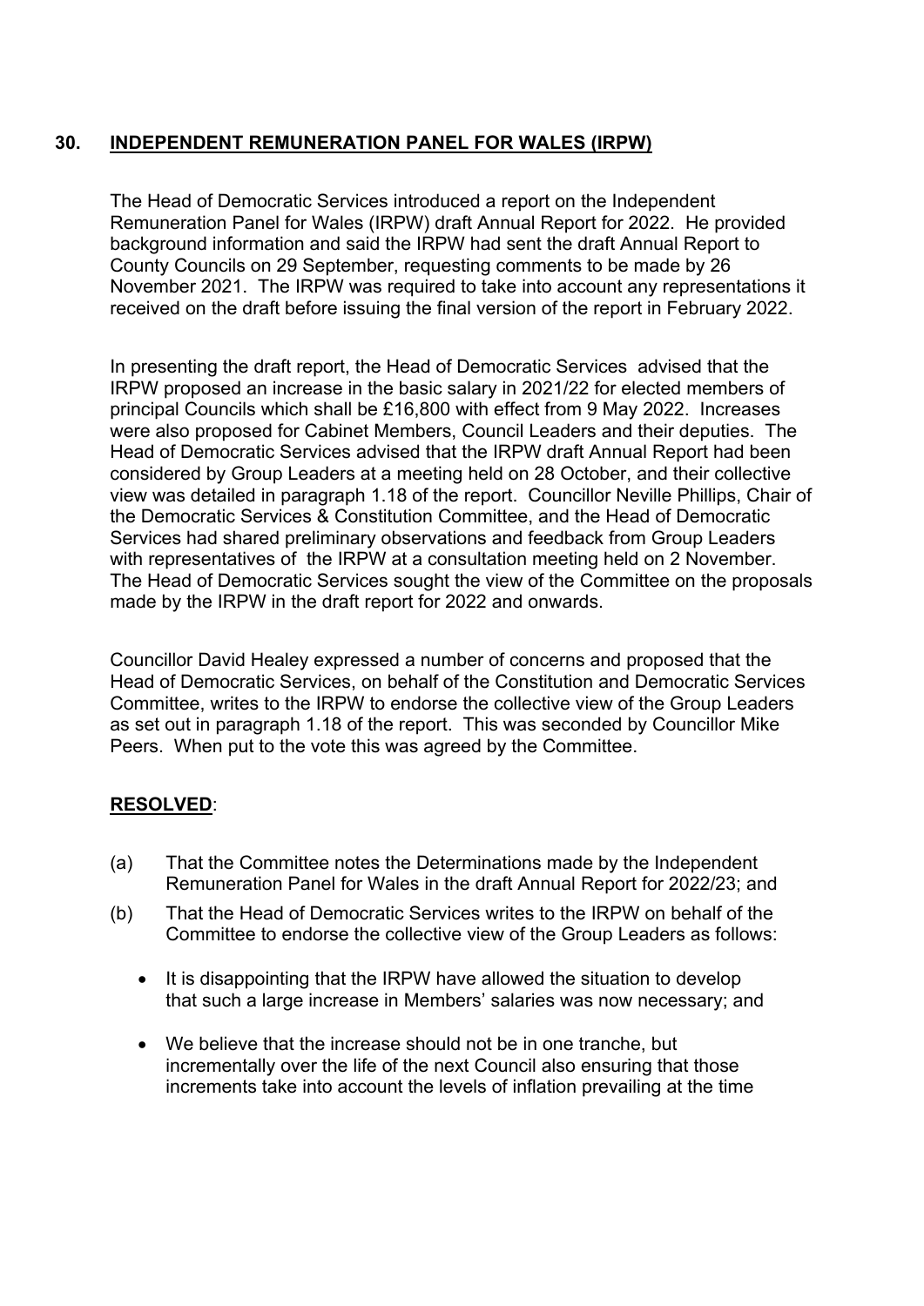## 30. INDEPENDENT REMUNERATION PANEL FOR WALES (IRPW)

The Head of Democratic Services introduced a report on the Independent Remuneration Panel for Wales (IRPW) draft Annual Report for 2022. He provided background information and said the IRPW had sent the draft Annual Report to County Councils on 29 September, requesting comments to be made by 26 November 2021. The IRPW was required to take into account any representations it received on the draft before issuing the final version of the report in February 2022.

In presenting the draft report, the Head of Democratic Services advised that the IRPW proposed an increase in the basic salary in 2021/22 for elected members of principal Councils which shall be £16,800 with effect from 9 May 2022. Increases were also proposed for Cabinet Members, Council Leaders and their deputies. The Head of Democratic Services advised that the IRPW draft Annual Report had been considered by Group Leaders at a meeting held on 28 October, and their collective view was detailed in paragraph 1.18 of the report. Councillor Neville Phillips, Chair of the Democratic Services & Constitution Committee, and the Head of Democratic Services had shared preliminary observations and feedback from Group Leaders with representatives of the IRPW at a consultation meeting held on 2 November. The Head of Democratic Services sought the view of the Committee on the proposals made by the IRPW in the draft report for 2022 and onwards.

Councillor David Healey expressed a number of concerns and proposed that the Head of Democratic Services, on behalf of the Constitution and Democratic Services Committee, writes to the IRPW to endorse the collective view of the Group Leaders as set out in paragraph 1.18 of the report. This was seconded by Councillor Mike Peers. When put to the vote this was agreed by the Committee.

**RESOLVED**:

(a) That the Committee notes the Determinations made by the Independent Remuneration Panel for Wales in the draft Annual Report for 2022/23; and

(b) That the Head of Democratic Services writes to the IRPW on behalf of the Committee to endorse the collective view of the Group Leaders as follows:

- It is disappointing that the IRPW have allowed the situation to develop that such a large increase in Members' salaries was now necessary; and
- We believe that the increase should not be in one tranche, but incrementally over the life of the next Council also ensuring that those increments take into account the levels of inflation prevailing at the time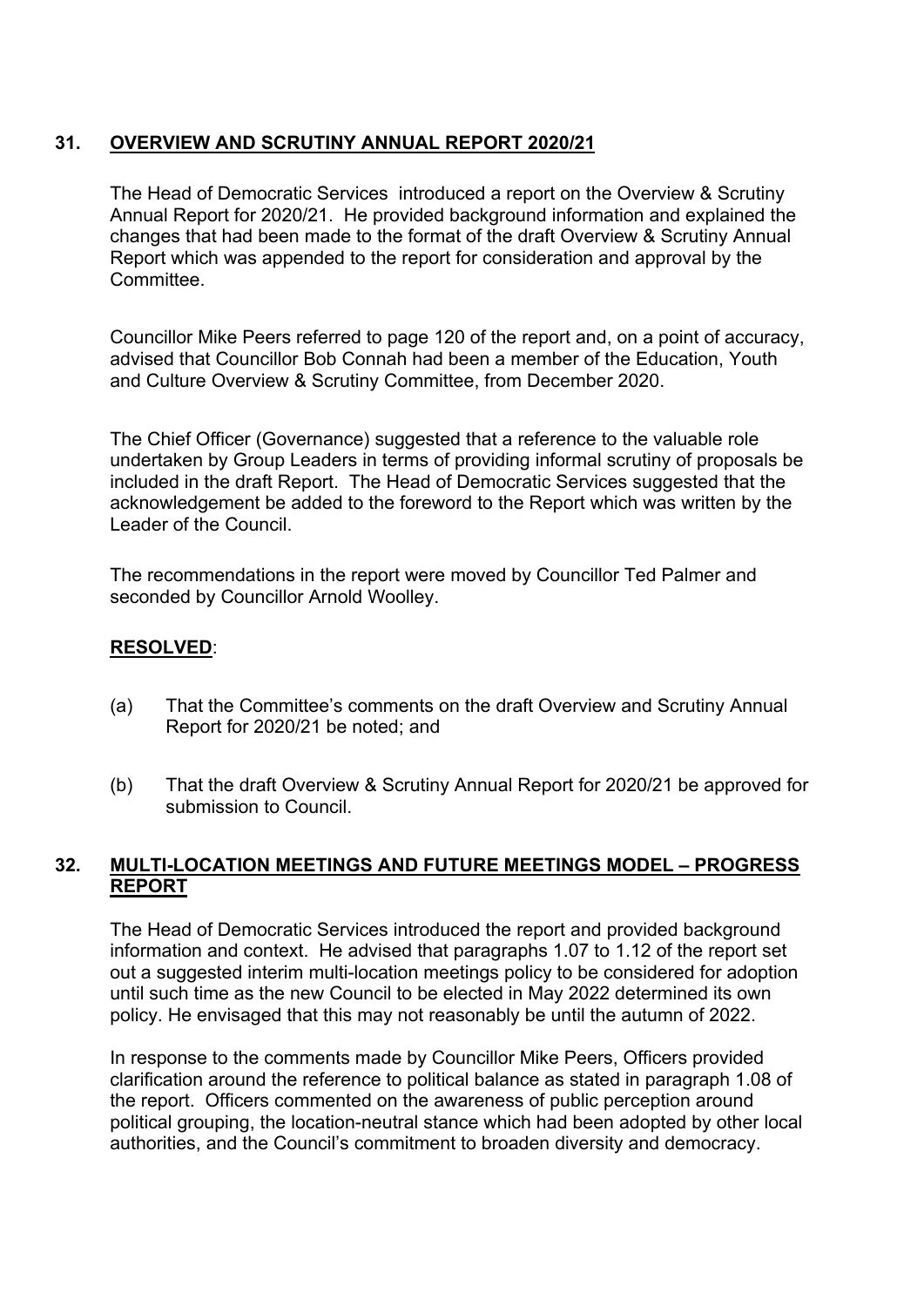## 31. OVERVIEW AND SCRUTINY ANNUAL REPORT 2020/21

The Head of Democratic Services introduced a report on the Overview & Scrutiny Annual Report for 2020/21. He provided background information and explained the changes that had been made to the format of the draft Overview & Scrutiny Annual Report which was appended to the report for consideration and approval by the Committee.

Councillor Mike Peers referred to page 120 of the report and, on a point of accuracy, advised that Councillor Bob Connah had been a member of the Education, Youth and Culture Overview & Scrutiny Committee, from December 2020.

The Chief Officer (Governance) suggested that a reference to the valuable role undertaken by Group Leaders in terms of providing informal scrutiny of proposals be included in the draft Report. The Head of Democratic Services suggested that the acknowledgement be added to the foreword to the Report which was written by the Leader of the Council.

The recommendations in the report were moved by Councillor Ted Palmer and seconded by Councillor Arnold Woolley.

**RESOLVED**:

(a) That the Committee's comments on the draft Overview and Scrutiny Annual Report for 2020/21 be noted; and

(b) That the draft Overview & Scrutiny Annual Report for 2020/21 be approved for submission to Council.

## 32. MULTI-LOCATION MEETINGS AND FUTURE MEETINGS MODEL – PROGRESS REPORT

The Head of Democratic Services introduced the report and provided background information and context. He advised that paragraphs 1.07 to 1.12 of the report set out a suggested interim multi-location meetings policy to be considered for adoption until such time as the new Council to be elected in May 2022 determined its own policy. He envisaged that this may not reasonably be until the autumn of 2022.

In response to the comments made by Councillor Mike Peers, Officers provided clarification around the reference to political balance as stated in paragraph 1.08 of the report. Officers commented on the awareness of public perception around political grouping, the location-neutral stance which had been adopted by other local authorities, and the Council's commitment to broaden diversity and democracy.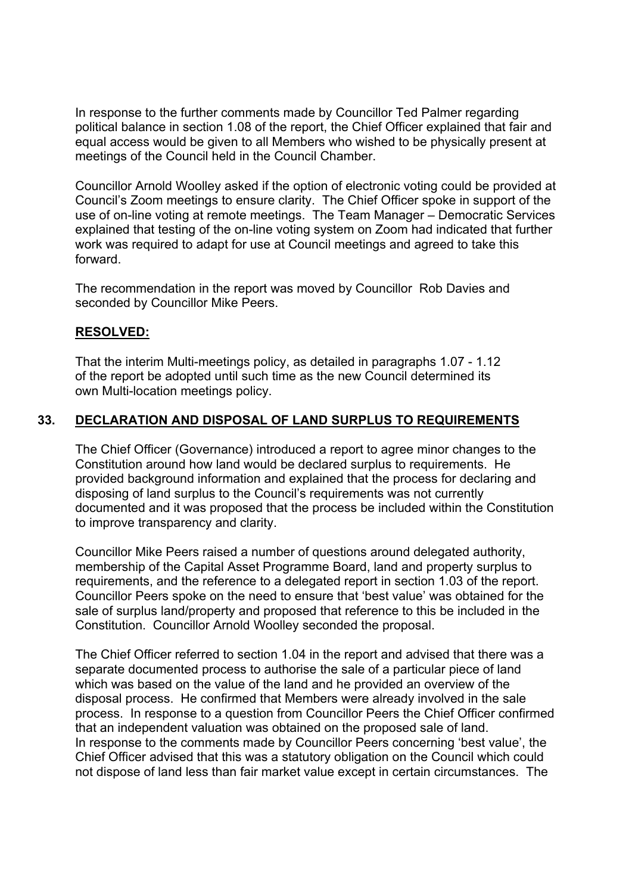In response to the further comments made by Councillor Ted Palmer regarding political balance in section 1.08 of the report, the Chief Officer explained that fair and equal access would be given to all Members who wished to be physically present at meetings of the Council held in the Council Chamber.

Councillor Arnold Woolley asked if the option of electronic voting could be provided at Council's Zoom meetings to ensure clarity. The Chief Officer spoke in support of the use of on-line voting at remote meetings. The Team Manager – Democratic Services explained that testing of the on-line voting system on Zoom had indicated that further work was required to adapt for use at Council meetings and agreed to take this forward.

The recommendation in the report was moved by Councillor Rob Davies and seconded by Councillor Mike Peers.

**RESOLVED:**

That the interim Multi-meetings policy, as detailed in paragraphs 1.07 - 1.12 of the report be adopted until such time as the new Council determined its own Multi-location meetings policy.

## 33. DECLARATION AND DISPOSAL OF LAND SURPLUS TO REQUIREMENTS

The Chief Officer (Governance) introduced a report to agree minor changes to the Constitution around how land would be declared surplus to requirements. He provided background information and explained that the process for declaring and disposing of land surplus to the Council's requirements was not currently documented and it was proposed that the process be included within the Constitution to improve transparency and clarity.

Councillor Mike Peers raised a number of questions around delegated authority, membership of the Capital Asset Programme Board, land and property surplus to requirements, and the reference to a delegated report in section 1.03 of the report. Councillor Peers spoke on the need to ensure that 'best value' was obtained for the sale of surplus land/property and proposed that reference to this be included in the Constitution. Councillor Arnold Woolley seconded the proposal.

The Chief Officer referred to section 1.04 in the report and advised that there was a separate documented process to authorise the sale of a particular piece of land which was based on the value of the land and he provided an overview of the disposal process. He confirmed that Members were already involved in the sale process. In response to a question from Councillor Peers the Chief Officer confirmed that an independent valuation was obtained on the proposed sale of land.
In response to the comments made by Councillor Peers concerning 'best value', the Chief Officer advised that this was a statutory obligation on the Council which could not dispose of land less than fair market value except in certain circumstances. The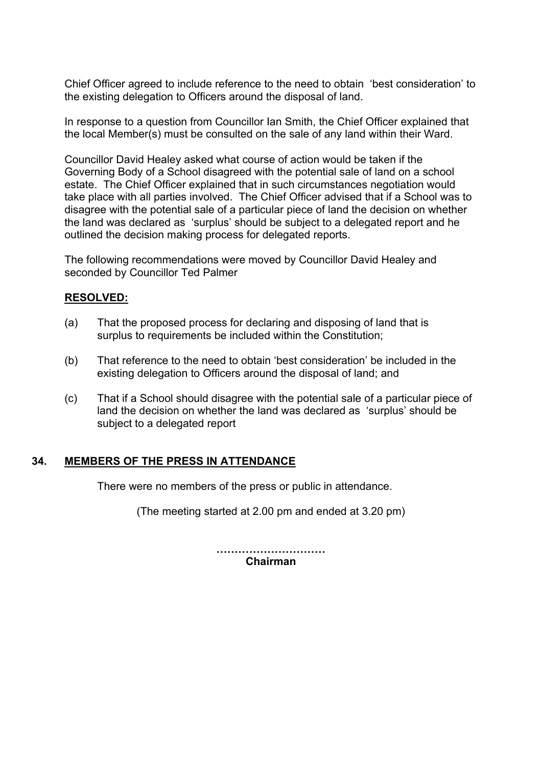Chief Officer agreed to include reference to the need to obtain 'best consideration' to the existing delegation to Officers around the disposal of land.

In response to a question from Councillor Ian Smith, the Chief Officer explained that the local Member(s) must be consulted on the sale of any land within their Ward.

Councillor David Healey asked what course of action would be taken if the Governing Body of a School disagreed with the potential sale of land on a school estate. The Chief Officer explained that in such circumstances negotiation would take place with all parties involved. The Chief Officer advised that if a School was to disagree with the potential sale of a particular piece of land the decision on whether the land was declared as 'surplus' should be subject to a delegated report and he outlined the decision making process for delegated reports.

The following recommendations were moved by Councillor David Healey and seconded by Councillor Ted Palmer

**RESOLVED:**

(a) That the proposed process for declaring and disposing of land that is surplus to requirements be included within the Constitution;

(b) That reference to the need to obtain 'best consideration' be included in the existing delegation to Officers around the disposal of land; and

(c) That if a School should disagree with the potential sale of a particular piece of land the decision on whether the land was declared as 'surplus' should be subject to a delegated report

## 34. MEMBERS OF THE PRESS IN ATTENDANCE

There were no members of the press or public in attendance.

(The meeting started at 2.00 pm and ended at 3.20 pm)

…………………………

**Chairman**